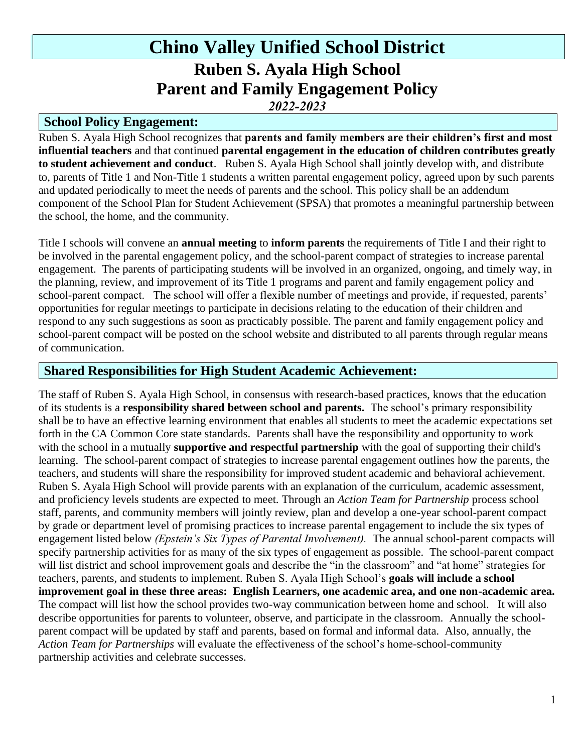# Chino Valley Unified School District

## Ruben S. Ayala High School
## Parent and Family Engagement Policy

***2022-2023***

### School Policy Engagement:

Ruben S. Ayala High School recognizes that **parents and family members are their children's first and most influential teachers** and that continued **parental engagement in the education of children contributes greatly to student achievement and conduct**. Ruben S. Ayala High School shall jointly develop with, and distribute to, parents of Title 1 and Non-Title 1 students a written parental engagement policy, agreed upon by such parents and updated periodically to meet the needs of parents and the school. This policy shall be an addendum component of the School Plan for Student Achievement (SPSA) that promotes a meaningful partnership between the school, the home, and the community.

Title I schools will convene an **annual meeting** to **inform parents** the requirements of Title I and their right to be involved in the parental engagement policy, and the school-parent compact of strategies to increase parental engagement. The parents of participating students will be involved in an organized, ongoing, and timely way, in the planning, review, and improvement of its Title 1 programs and parent and family engagement policy and school-parent compact. The school will offer a flexible number of meetings and provide, if requested, parents' opportunities for regular meetings to participate in decisions relating to the education of their children and respond to any such suggestions as soon as practicably possible. The parent and family engagement policy and school-parent compact will be posted on the school website and distributed to all parents through regular means of communication.

### Shared Responsibilities for High Student Academic Achievement:

The staff of Ruben S. Ayala High School, in consensus with research-based practices, knows that the education of its students is a **responsibility shared between school and parents.** The school's primary responsibility shall be to have an effective learning environment that enables all students to meet the academic expectations set forth in the CA Common Core state standards. Parents shall have the responsibility and opportunity to work with the school in a mutually **supportive and respectful partnership** with the goal of supporting their child's learning. The school-parent compact of strategies to increase parental engagement outlines how the parents, the teachers, and students will share the responsibility for improved student academic and behavioral achievement. Ruben S. Ayala High School will provide parents with an explanation of the curriculum, academic assessment, and proficiency levels students are expected to meet. Through an *Action Team for Partnership* process school staff, parents, and community members will jointly review, plan and develop a one-year school-parent compact by grade or department level of promising practices to increase parental engagement to include the six types of engagement listed below *(Epstein's Six Types of Parental Involvement).* The annual school-parent compacts will specify partnership activities for as many of the six types of engagement as possible. The school-parent compact will list district and school improvement goals and describe the "in the classroom" and "at home" strategies for teachers, parents, and students to implement. Ruben S. Ayala High School's **goals will include a school improvement goal in these three areas: English Learners, one academic area, and one non-academic area.** The compact will list how the school provides two-way communication between home and school. It will also describe opportunities for parents to volunteer, observe, and participate in the classroom. Annually the school-parent compact will be updated by staff and parents, based on formal and informal data. Also, annually, the *Action Team for Partnerships* will evaluate the effectiveness of the school's home-school-community partnership activities and celebrate successes.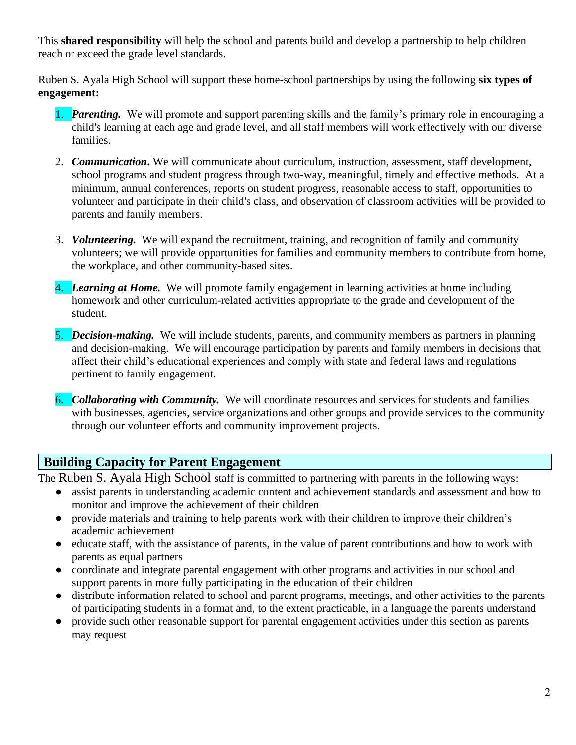This **shared responsibility** will help the school and parents build and develop a partnership to help children reach or exceed the grade level standards.

Ruben S. Ayala High School will support these home-school partnerships by using the following **six types of engagement:**

1. ***Parenting.*** We will promote and support parenting skills and the family's primary role in encouraging a child's learning at each age and grade level, and all staff members will work effectively with our diverse families.

2. ***Communication*.** We will communicate about curriculum, instruction, assessment, staff development, school programs and student progress through two-way, meaningful, timely and effective methods. At a minimum, annual conferences, reports on student progress, reasonable access to staff, opportunities to volunteer and participate in their child's class, and observation of classroom activities will be provided to parents and family members.

3. ***Volunteering.*** We will expand the recruitment, training, and recognition of family and community volunteers; we will provide opportunities for families and community members to contribute from home, the workplace, and other community-based sites.

4. ***Learning at Home.*** We will promote family engagement in learning activities at home including homework and other curriculum-related activities appropriate to the grade and development of the student.

5. ***Decision-making.*** We will include students, parents, and community members as partners in planning and decision-making. We will encourage participation by parents and family members in decisions that affect their child's educational experiences and comply with state and federal laws and regulations pertinent to family engagement.

6. ***Collaborating with Community.*** We will coordinate resources and services for students and families with businesses, agencies, service organizations and other groups and provide services to the community through our volunteer efforts and community improvement projects.

## Building Capacity for Parent Engagement

The Ruben S. Ayala High School staff is committed to partnering with parents in the following ways:

- assist parents in understanding academic content and achievement standards and assessment and how to monitor and improve the achievement of their children
- provide materials and training to help parents work with their children to improve their children's academic achievement
- educate staff, with the assistance of parents, in the value of parent contributions and how to work with parents as equal partners
- coordinate and integrate parental engagement with other programs and activities in our school and support parents in more fully participating in the education of their children
- distribute information related to school and parent programs, meetings, and other activities to the parents of participating students in a format and, to the extent practicable, in a language the parents understand
- provide such other reasonable support for parental engagement activities under this section as parents may request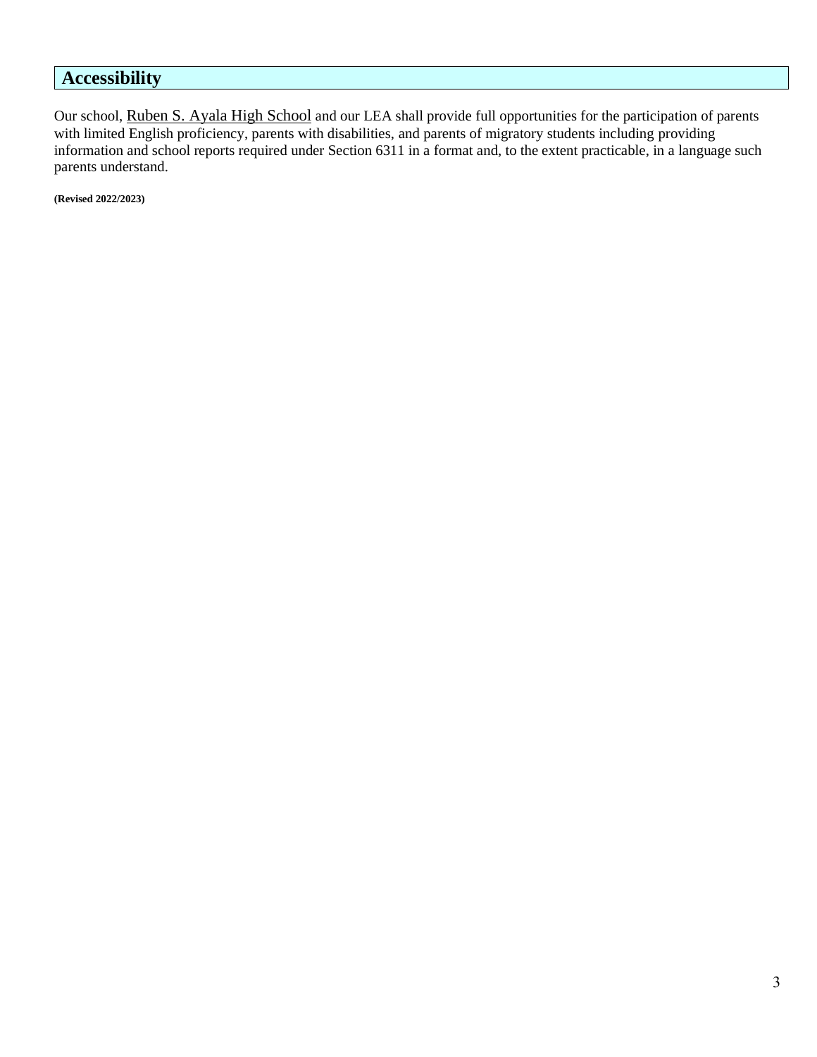## Accessibility

Our school, Ruben S. Ayala High School and our LEA shall provide full opportunities for the participation of parents with limited English proficiency, parents with disabilities, and parents of migratory students including providing information and school reports required under Section 6311 in a format and, to the extent practicable, in a language such parents understand.

**(Revised 2022/2023)**